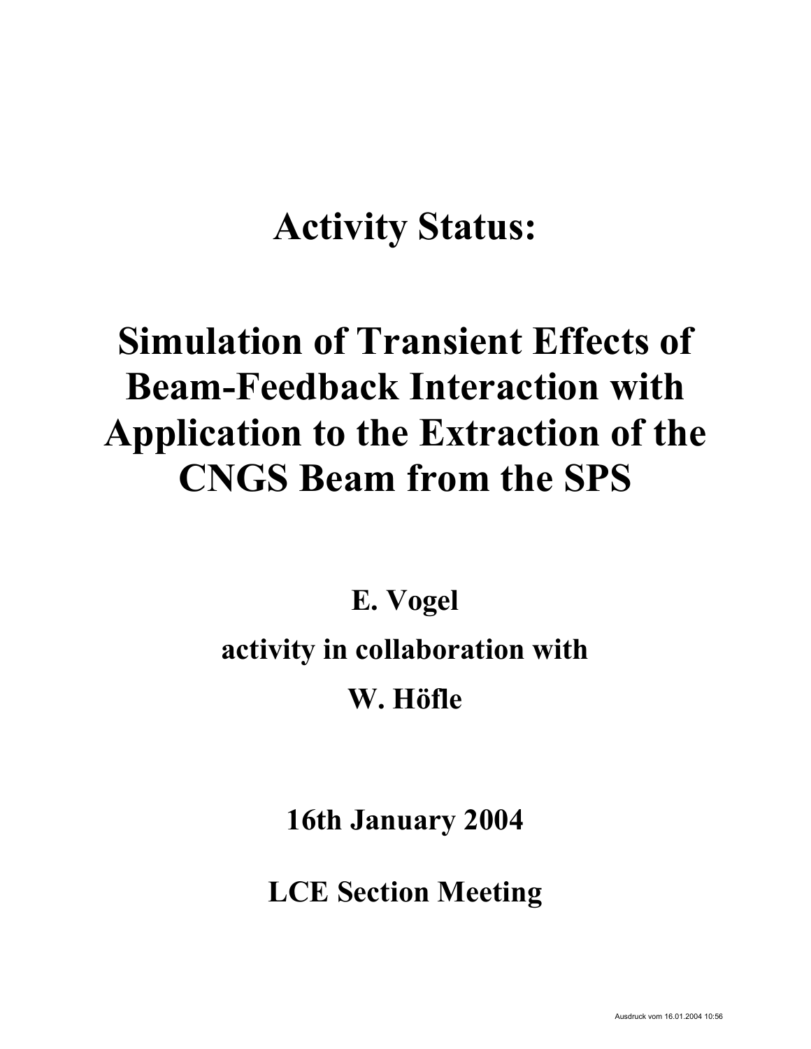# Activity Status:

# Simulation of Transient Effects of Beam-Feedback Interaction with Application to the Extraction of the CNGS Beam from the SPS

**E. Vogel**

**activity in collaboration with**

**W. Höfle**

**16th January 2004**

**LCE Section Meeting**

Ausdruck vom 16.01.2004 10:56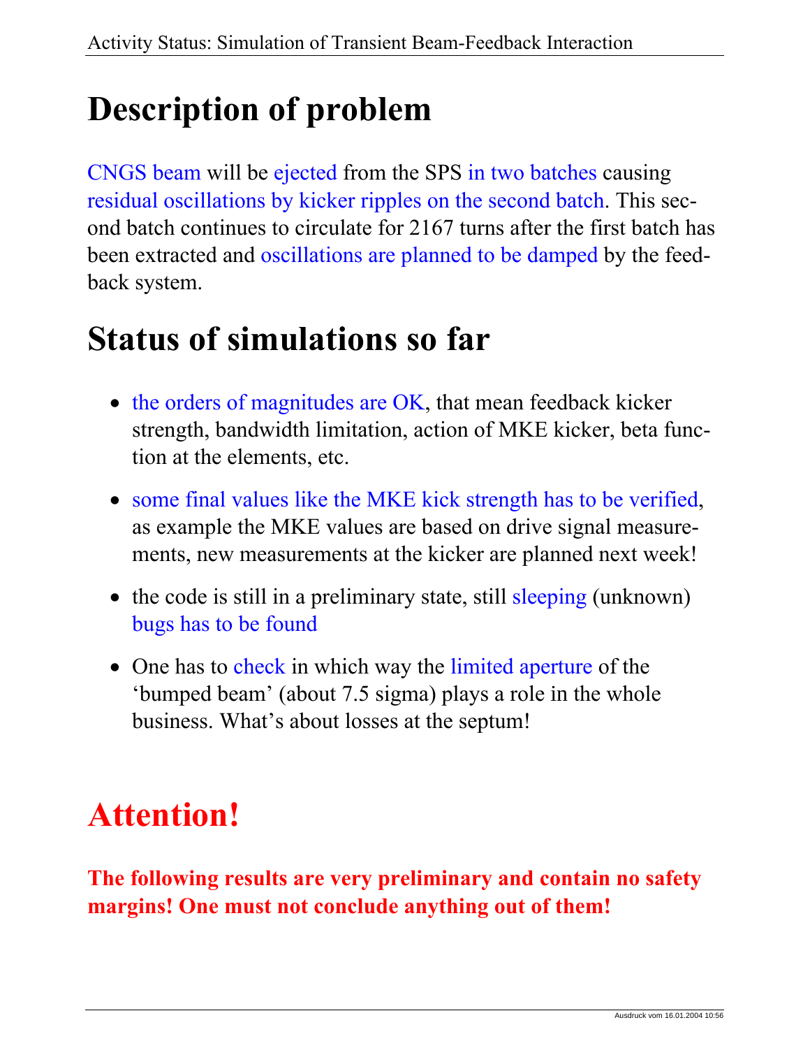# Description of problem

CNGS beam will be ejected from the SPS in two batches causing residual oscillations by kicker ripples on the second batch. This second batch continues to circulate for 2167 turns after the first batch has been extracted and oscillations are planned to be damped by the feedback system.

# Status of simulations so far

- the orders of magnitudes are OK, that mean feedback kicker strength, bandwidth limitation, action of MKE kicker, beta function at the elements, etc.
- some final values like the MKE kick strength has to be verified, as example the MKE values are based on drive signal measurements, new measurements at the kicker are planned next week!
- the code is still in a preliminary state, still sleeping (unknown) bugs has to be found
- One has to check in which way the limited aperture of the 'bumped beam' (about 7.5 sigma) plays a role in the whole business. What's about losses at the septum!

# Attention!

**The following results are very preliminary and contain no safety margins! One must not conclude anything out of them!**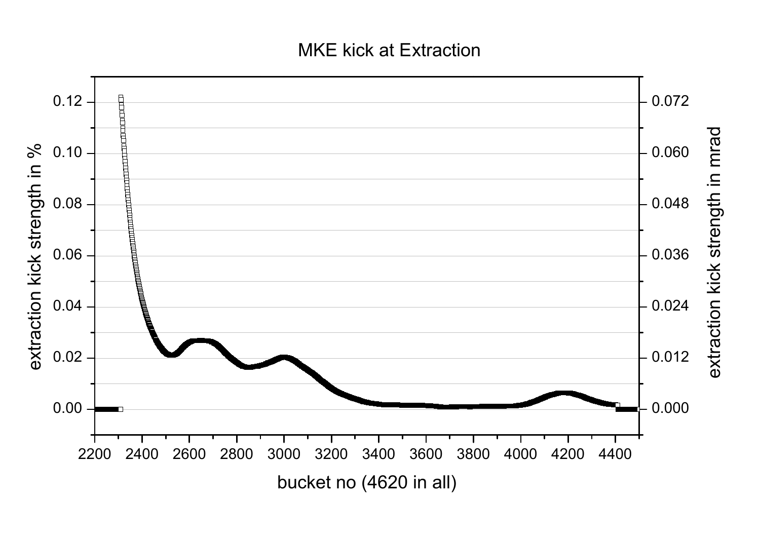MKE kick at Extraction

extraction kick strength in %

extraction kick strength in mrad

bucket no (4620 in all)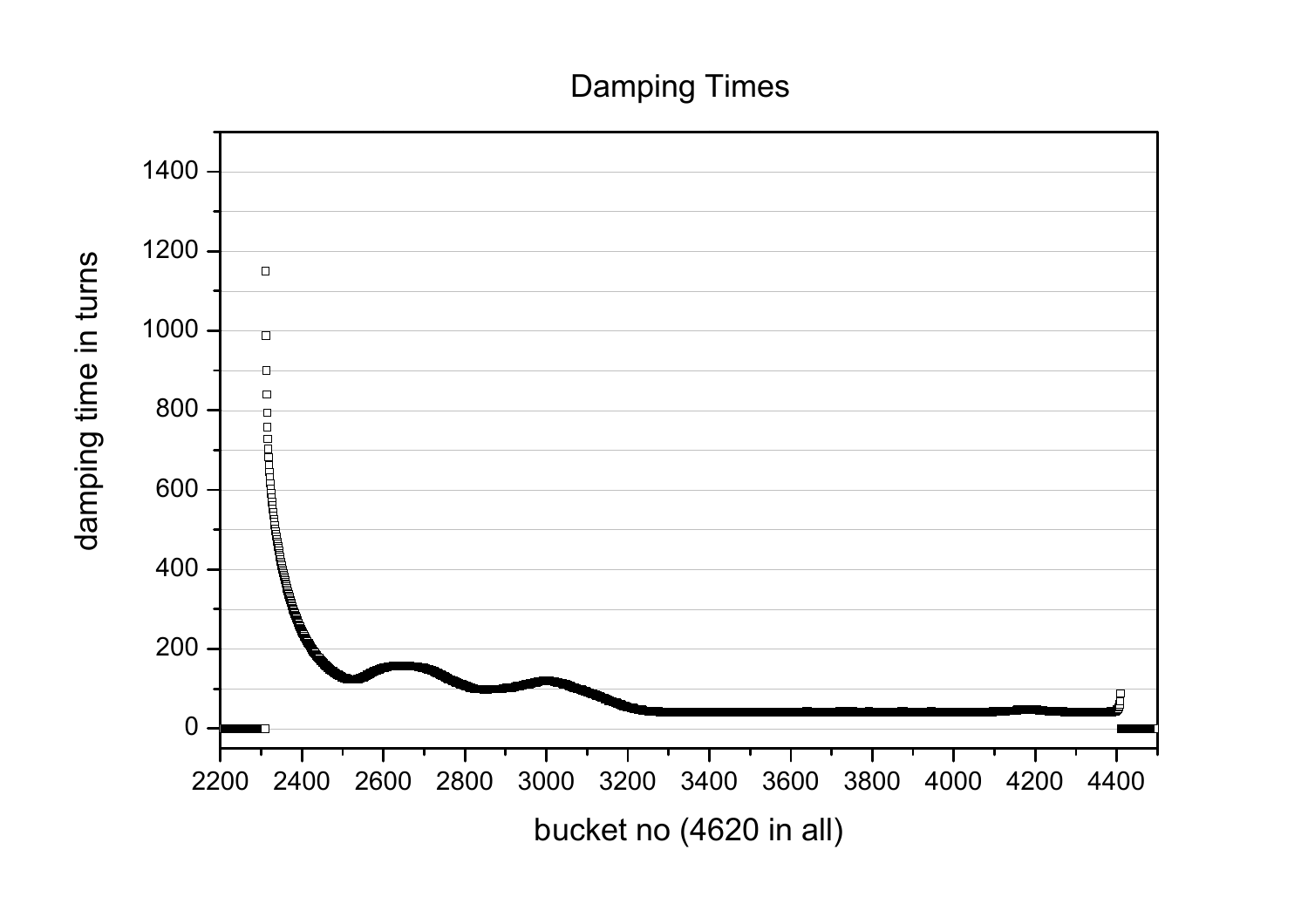Damping Times

damping time in turns

bucket no (4620 in all)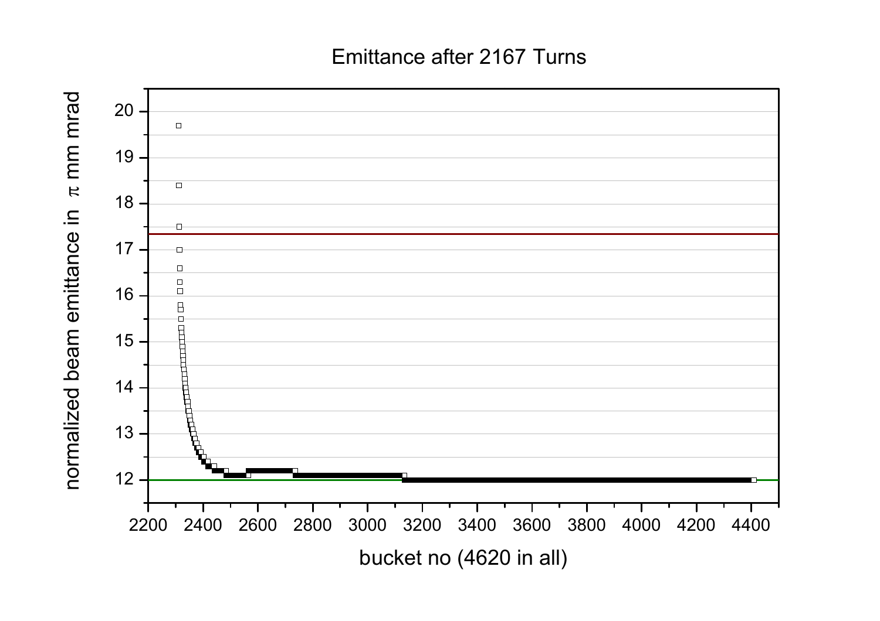Emittance after 2167 Turns

normalized beam emittance in $\pi$ mm mrad

bucket no (4620 in all)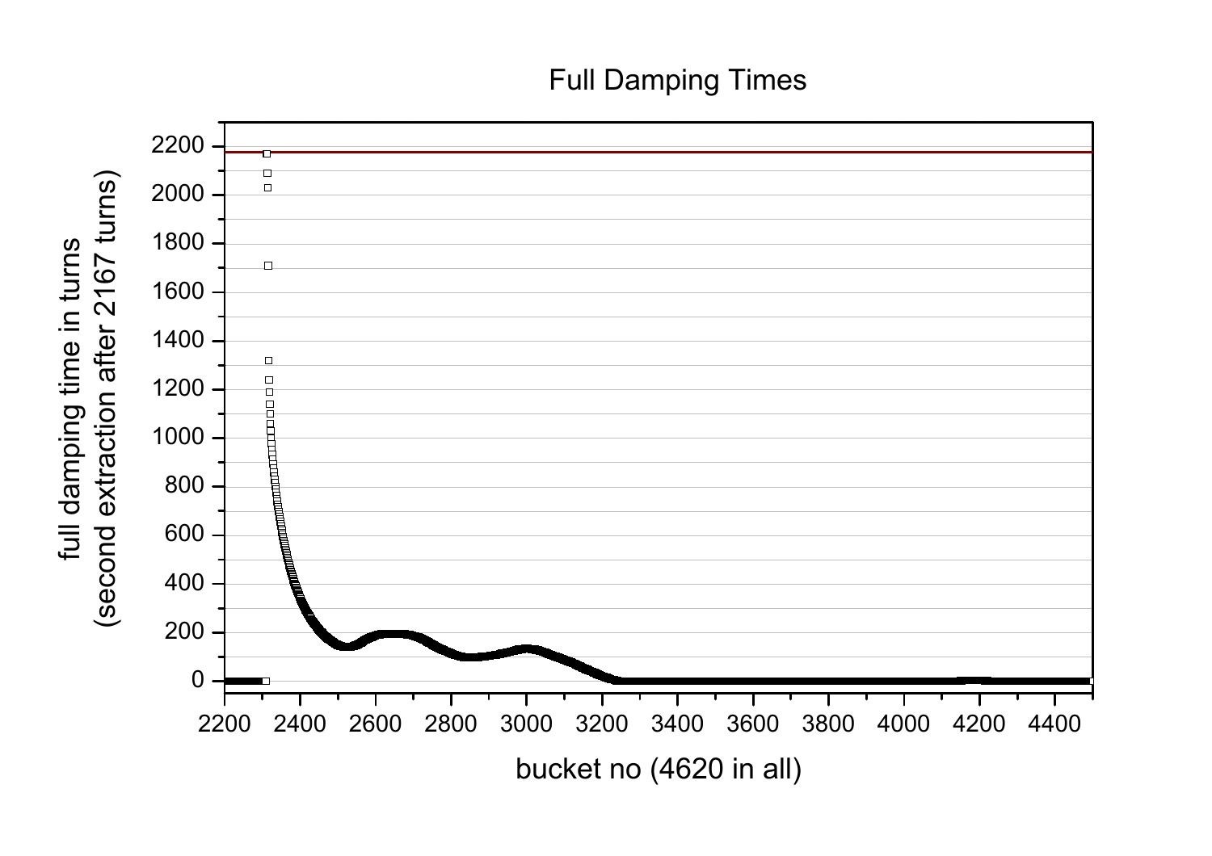Full Damping Times

full damping time in turns
(second extraction after 2167 turns)

2200
2000
1800
1600
1400
1200
1000
800
600
400
200
0

2200
2400
2600
2800
3000
3200
3400
3600
3800
4000
4200
4400

bucket no (4620 in all)